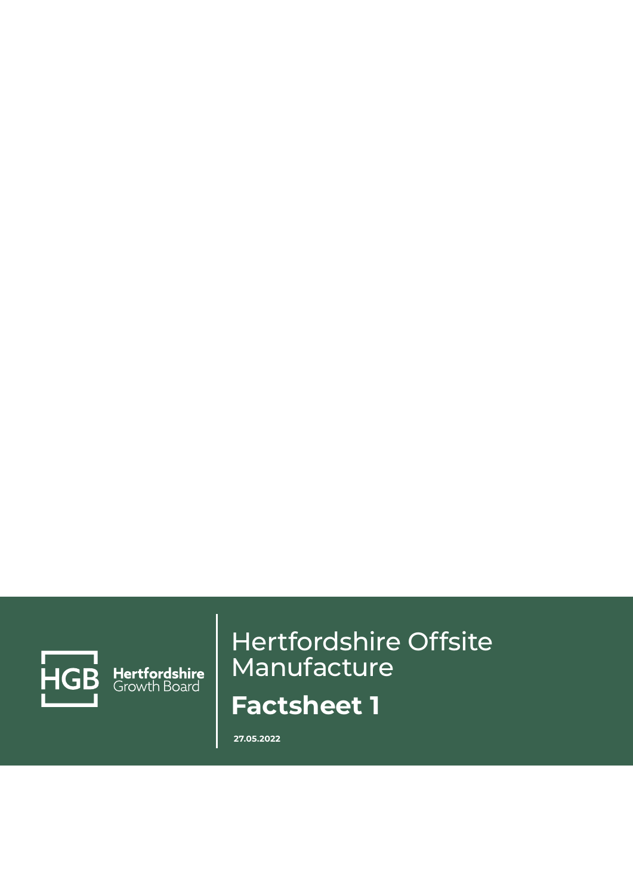HGB Hertfordshire Growth Board

# Hertfordshire Offsite Manufacture

## Factsheet 1

**27.05.2022**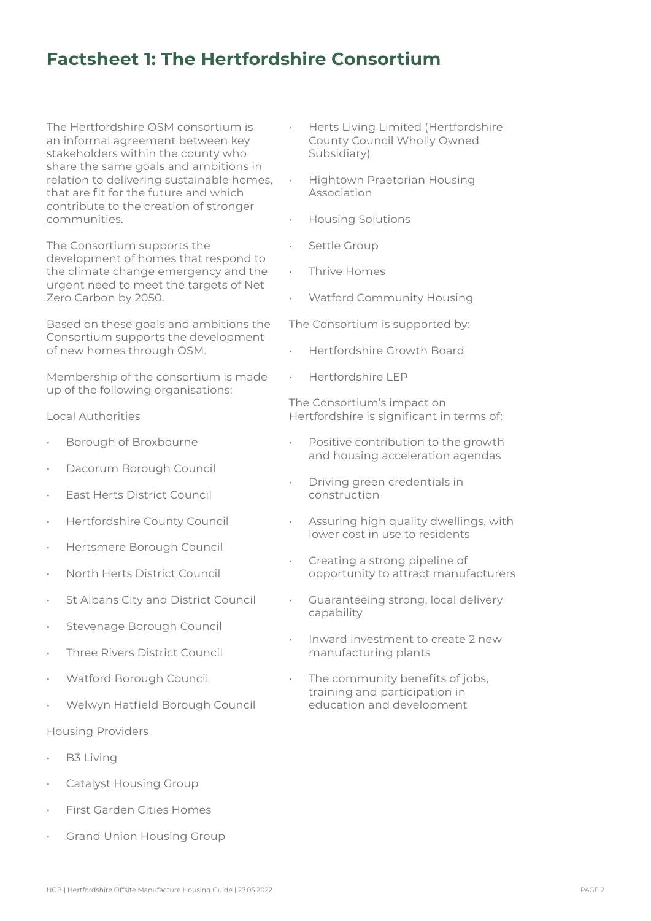# Factsheet 1: The Hertfordshire Consortium

The Hertfordshire OSM consortium is an informal agreement between key stakeholders within the county who share the same goals and ambitions in relation to delivering sustainable homes, that are fit for the future and which contribute to the creation of stronger communities.

The Consortium supports the development of homes that respond to the climate change emergency and the urgent need to meet the targets of Net Zero Carbon by 2050.

Based on these goals and ambitions the Consortium supports the development of new homes through OSM.

Membership of the consortium is made up of the following organisations:

Local Authorities

- Borough of Broxbourne
- Dacorum Borough Council
- East Herts District Council
- Hertfordshire County Council
- Hertsmere Borough Council
- North Herts District Council
- St Albans City and District Council
- Stevenage Borough Council
- Three Rivers District Council
- Watford Borough Council
- Welwyn Hatfield Borough Council

Housing Providers

- B3 Living
- Catalyst Housing Group
- First Garden Cities Homes
- Grand Union Housing Group
- Herts Living Limited (Hertfordshire County Council Wholly Owned Subsidiary)
- Hightown Praetorian Housing Association
- Housing Solutions
- Settle Group
- Thrive Homes
- Watford Community Housing

The Consortium is supported by:

- Hertfordshire Growth Board
- Hertfordshire LEP

The Consortium's impact on Hertfordshire is significant in terms of:

- Positive contribution to the growth and housing acceleration agendas
- Driving green credentials in construction
- Assuring high quality dwellings, with lower cost in use to residents
- Creating a strong pipeline of opportunity to attract manufacturers
- Guaranteeing strong, local delivery capability
- Inward investment to create 2 new manufacturing plants
- The community benefits of jobs, training and participation in education and development